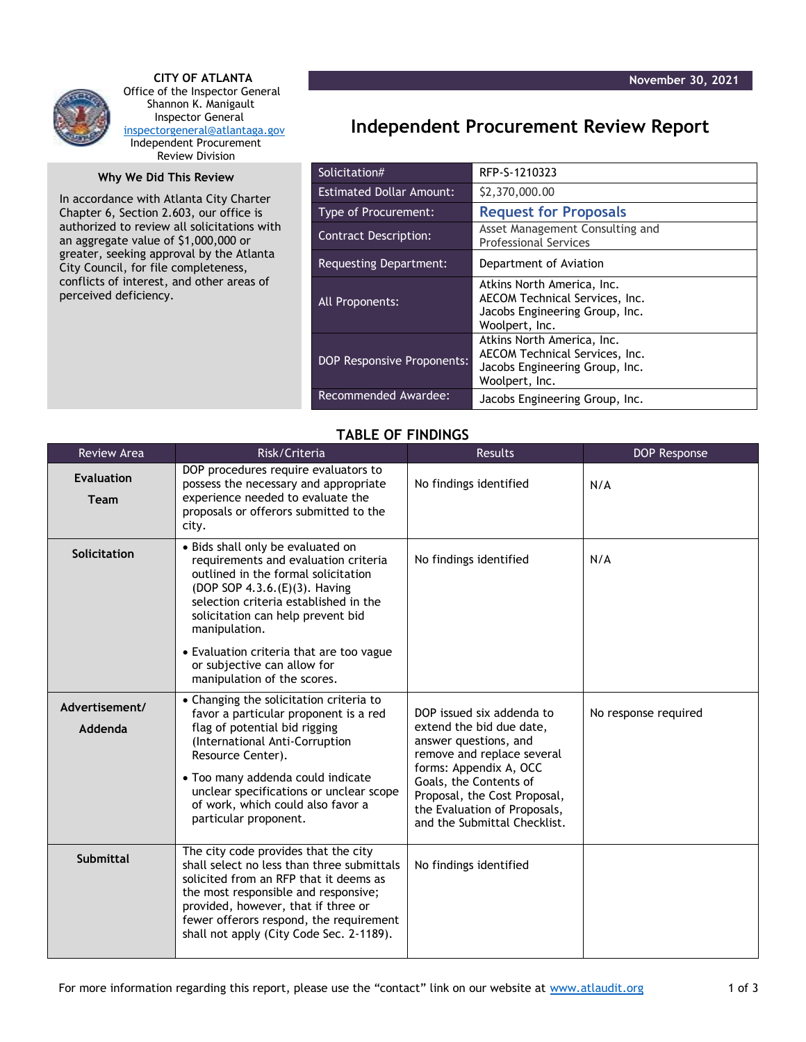**CITY OF ATLANTA**
Office of the Inspector General
Shannon K. Manigault
Inspector General
inspectorgeneral@atlantaga.gov
Independent Procurement
Review Division

**November 30, 2021**

# Independent Procurement Review Report

## Why We Did This Review

In accordance with Atlanta City Charter Chapter 6, Section 2.603, our office is authorized to review all solicitations with an aggregate value of $1,000,000 or greater, seeking approval by the Atlanta City Council, for file completeness, conflicts of interest, and other areas of perceived deficiency.

| | |
|---|---|
| Solicitation# | RFP-S-1210323 |
| Estimated Dollar Amount: | $2,370,000.00 |
| Type of Procurement: | **Request for Proposals** |
| Contract Description: | Asset Management Consulting and Professional Services |
| Requesting Department: | Department of Aviation |
| All Proponents: | Atkins North America, Inc.<br>AECOM Technical Services, Inc.<br>Jacobs Engineering Group, Inc.<br>Woolpert, Inc. |
| DOP Responsive Proponents: | Atkins North America, Inc.<br>AECOM Technical Services, Inc.<br>Jacobs Engineering Group, Inc.<br>Woolpert, Inc. |
| Recommended Awardee: | Jacobs Engineering Group, Inc. |

## TABLE OF FINDINGS

| Review Area | Risk/Criteria | Results | DOP Response |
|---|---|---|---|
| **Evaluation Team** | DOP procedures require evaluators to possess the necessary and appropriate experience needed to evaluate the proposals or offerors submitted to the city. | No findings identified | N/A |
| **Solicitation** | • Bids shall only be evaluated on requirements and evaluation criteria outlined in the formal solicitation (DOP SOP 4.3.6.(E)(3). Having selection criteria established in the solicitation can help prevent bid manipulation.<br>• Evaluation criteria that are too vague or subjective can allow for manipulation of the scores. | No findings identified | N/A |
| **Advertisement/ Addenda** | • Changing the solicitation criteria to favor a particular proponent is a red flag of potential bid rigging (International Anti-Corruption Resource Center).<br>• Too many addenda could indicate unclear specifications or unclear scope of work, which could also favor a particular proponent. | DOP issued six addenda to extend the bid due date, answer questions, and remove and replace several forms: Appendix A, OCC Goals, the Contents of Proposal, the Cost Proposal, the Evaluation of Proposals, and the Submittal Checklist. | No response required |
| **Submittal** | The city code provides that the city shall select no less than three submittals solicited from an RFP that it deems as the most responsible and responsive; provided, however, that if three or fewer offerors respond, the requirement shall not apply (City Code Sec. 2-1189). | No findings identified | |

For more information regarding this report, please use the "contact" link on our website at www.atlaudit.org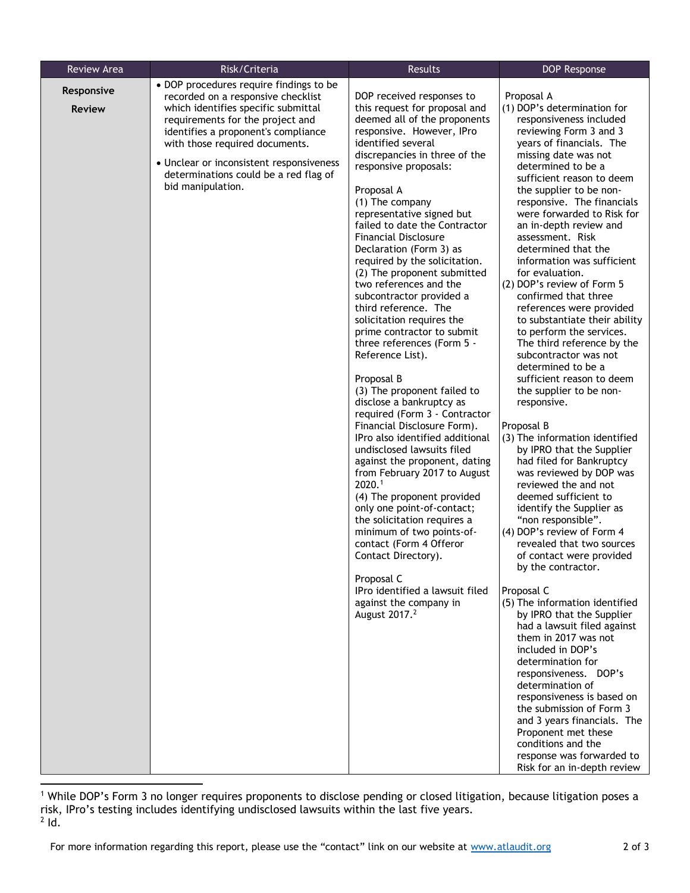| Review Area | Risk/Criteria | Results | DOP Response |
|---|---|---|---|
| **Responsive Review** | • DOP procedures require findings to be recorded on a responsive checklist which identifies specific submittal requirements for the project and identifies a proponent's compliance with those required documents.<br>• Unclear or inconsistent responsiveness determinations could be a red flag of bid manipulation. | DOP received responses to this request for proposal and deemed all of the proponents responsive. However, IPro identified several discrepancies in three of the responsive proposals:<br><br>Proposal A<br>(1) The company representative signed but failed to date the Contractor Financial Disclosure Declaration (Form 3) as required by the solicitation.<br>(2) The proponent submitted two references and the subcontractor provided a third reference. The solicitation requires the prime contractor to submit three references (Form 5 - Reference List).<br><br>Proposal B<br>(3) The proponent failed to disclose a bankruptcy as required (Form 3 - Contractor Financial Disclosure Form). IPro also identified additional undisclosed lawsuits filed against the proponent, dating from February 2017 to August 2020.[1]<br>(4) The proponent provided only one point-of-contact; the solicitation requires a minimum of two points-of-contact (Form 4 Offeror Contact Directory).<br><br>Proposal C<br>IPro identified a lawsuit filed against the company in August 2017.[2] | Proposal A<br>(1) DOP's determination for responsiveness included reviewing Form 3 and 3 years of financials. The missing date was not determined to be a sufficient reason to deem the supplier to be non-responsive. The financials were forwarded to Risk for an in-depth review and assessment. Risk determined that the information was sufficient for evaluation.<br>(2) DOP's review of Form 5 confirmed that three references were provided to substantiate their ability to perform the services. The third reference by the subcontractor was not determined to be a sufficient reason to deem the supplier to be non-responsive.<br><br>Proposal B<br>(3) The information identified by IPRO that the Supplier had filed for Bankruptcy was reviewed by DOP was reviewed the and not deemed sufficient to identify the Supplier as "non responsible".<br>(4) DOP's review of Form 4 revealed that two sources of contact were provided by the contractor.<br><br>Proposal C<br>(5) The information identified by IPRO that the Supplier had a lawsuit filed against them in 2017 was not included in DOP's determination for responsiveness. DOP's determination of responsiveness is based on the submission of Form 3 and 3 years financials. The Proponent met these conditions and the response was forwarded to Risk for an in-depth review |

[1] While DOP's Form 3 no longer requires proponents to disclose pending or closed litigation, because litigation poses a risk, IPro's testing includes identifying undisclosed lawsuits within the last five years.
[2] Id.

For more information regarding this report, please use the "contact" link on our website at www.atlaudit.org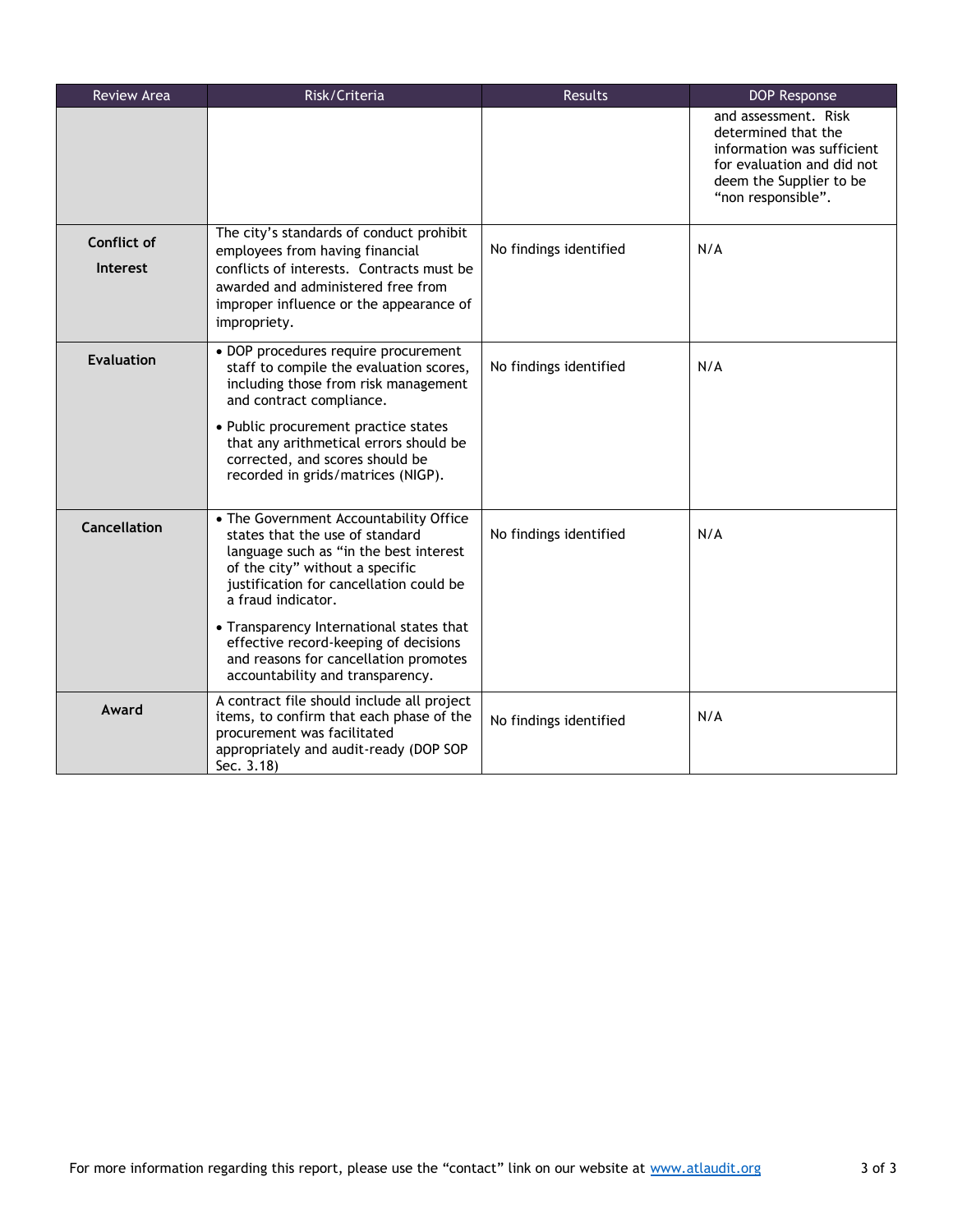| Review Area | Risk/Criteria | Results | DOP Response |
|---|---|---|---|
| | | | and assessment. Risk determined that the information was sufficient for evaluation and did not deem the Supplier to be "non responsible". |
| **Conflict of Interest** | The city's standards of conduct prohibit employees from having financial conflicts of interests. Contracts must be awarded and administered free from improper influence or the appearance of impropriety. | No findings identified | N/A |
| **Evaluation** | • DOP procedures require procurement staff to compile the evaluation scores, including those from risk management and contract compliance.<br>• Public procurement practice states that any arithmetical errors should be corrected, and scores should be recorded in grids/matrices (NIGP). | No findings identified | N/A |
| **Cancellation** | • The Government Accountability Office states that the use of standard language such as "in the best interest of the city" without a specific justification for cancellation could be a fraud indicator.<br>• Transparency International states that effective record-keeping of decisions and reasons for cancellation promotes accountability and transparency. | No findings identified | N/A |
| **Award** | A contract file should include all project items, to confirm that each phase of the procurement was facilitated appropriately and audit-ready (DOP SOP Sec. 3.18) | No findings identified | N/A |

For more information regarding this report, please use the "contact" link on our website at www.atlaudit.org